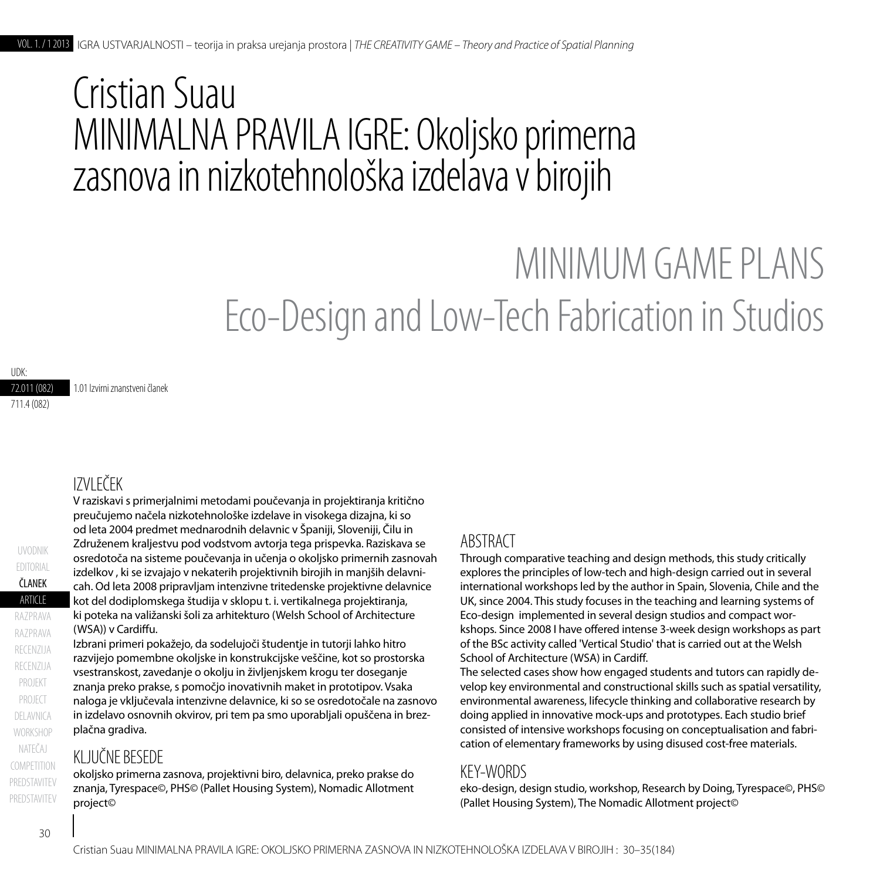# Cristian Suau
# MINIMALNA PRAVILA IGRE: Okoljsko primerna zasnova in nizkotehnološka izdelava v birojih

# MINIMUM GAME PLANS
# Eco-Design and Low-Tech Fabrication in Studios

UDK:
72.011 (082) 1.01 Izvirni znanstveni članek
711.4 (082)

## IZVLEČEK

V raziskavi s primerjalnimi metodami poučevanja in projektiranja kritično preučujemo načela nizkotehnološke izdelave in visokega dizajna, ki so od leta 2004 predmet mednarodnih delavnic v Španiji, Sloveniji, Čilu in Združenem kraljestvu pod vodstvom avtorja tega prispevka. Raziskava se osredotoča na sisteme poučevanja in učenja o okoljsko primernih zasnovah izdelkov , ki se izvajajo v nekaterih projektivnih birojih in manjših delavnicah. Od leta 2008 pripravljam intenzivne tritedenske projektivne delavnice kot del dodiplomskega študija v sklopu t. i. vertikalnega projektiranja, ki poteka na valižanski šoli za arhitekturo (Welsh School of Architecture (WSA)) v Cardiffu.

Izbrani primeri pokažejo, da sodelujoči študentje in tutorji lahko hitro razvijejo pomembne okoljske in konstrukcijske veščine, kot so prostorska vsestranskost, zavedanje o okolju in življenjskem krogu ter doseganje znanja preko prakse, s pomočjo inovativnih maket in prototipov. Vsaka naloga je vključevala intenzivne delavnice, ki so se osredotočale na zasnovo in izdelavo osnovnih okvirov, pri tem pa smo uporabljali opuščena in brezplačna gradiva.

## KLJUČNE BESEDE

okoljsko primerna zasnova, projektivni biro, delavnica, preko prakse do znanja, Tyrespace©, PHS© (Pallet Housing System), Nomadic Allotment project©

## ABSTRACT

Through comparative teaching and design methods, this study critically explores the principles of low-tech and high-design carried out in several international workshops led by the author in Spain, Slovenia, Chile and the UK, since 2004. This study focuses in the teaching and learning systems of Eco-design implemented in several design studios and compact workshops. Since 2008 I have offered intense 3-week design workshops as part of the BSc activity called 'Vertical Studio' that is carried out at the Welsh School of Architecture (WSA) in Cardiff.

The selected cases show how engaged students and tutors can rapidly develop key environmental and constructional skills such as spatial versatility, environmental awareness, lifecycle thinking and collaborative research by doing applied in innovative mock-ups and prototypes. Each studio brief consisted of intensive workshops focusing on conceptualisation and fabrication of elementary frameworks by using disused cost-free materials.

## KEY-WORDS

eko-design, design studio, workshop, Research by Doing, Tyrespace©, PHS© (Pallet Housing System), The Nomadic Allotment project©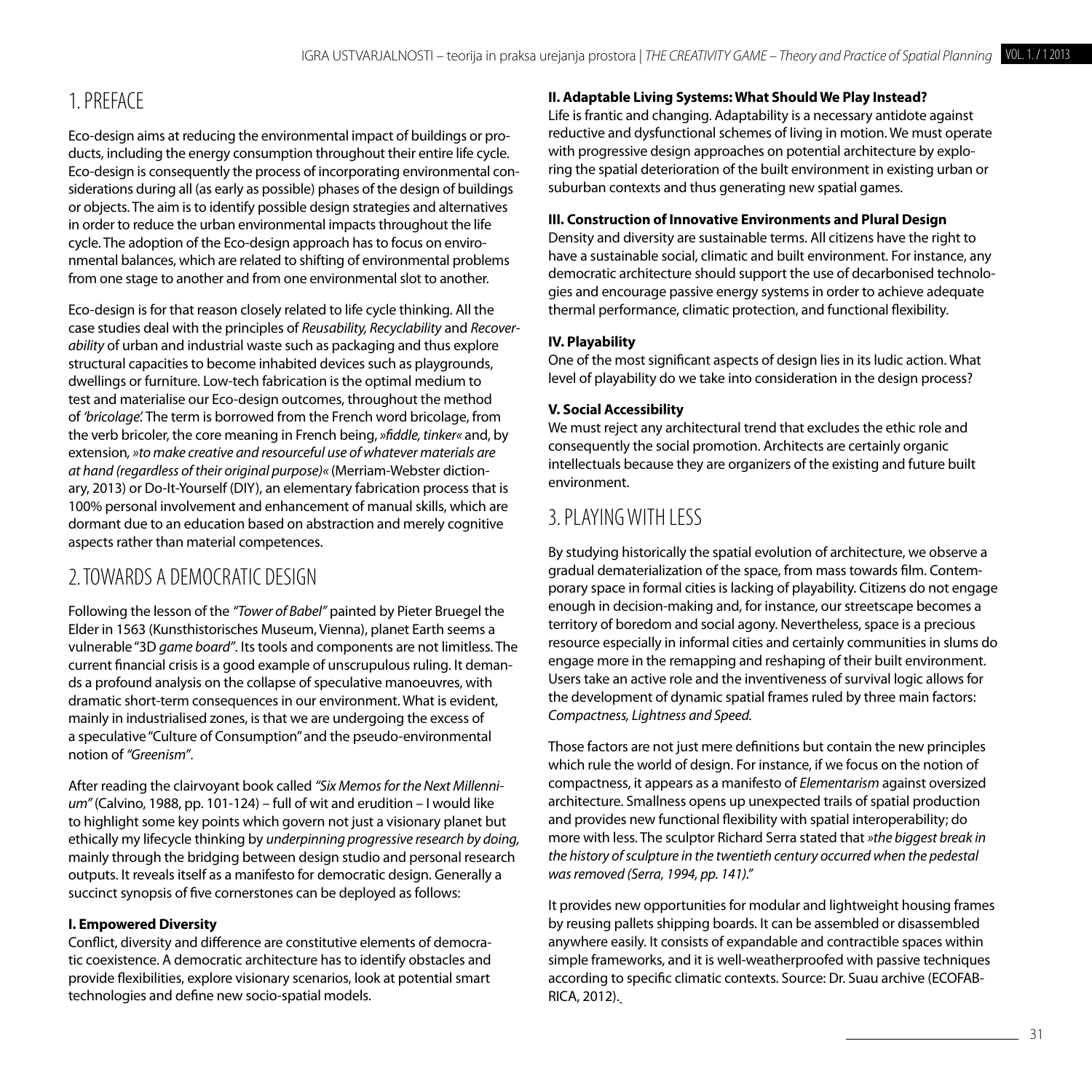## 1. PREFACE

Eco-design aims at reducing the environmental impact of buildings or products, including the energy consumption throughout their entire life cycle. Eco-design is consequently the process of incorporating environmental considerations during all (as early as possible) phases of the design of buildings or objects. The aim is to identify possible design strategies and alternatives in order to reduce the urban environmental impacts throughout the life cycle. The adoption of the Eco-design approach has to focus on environmental balances, which are related to shifting of environmental problems from one stage to another and from one environmental slot to another.

Eco-design is for that reason closely related to life cycle thinking. All the case studies deal with the principles of *Reusability, Recyclability* and *Recoverability* of urban and industrial waste such as packaging and thus explore structural capacities to become inhabited devices such as playgrounds, dwellings or furniture. Low-tech fabrication is the optimal medium to test and materialise our Eco-design outcomes, throughout the method of *'bricolage'.* The term is borrowed from the French word bricolage, from the verb bricoler, the core meaning in French being, *»fiddle, tinker«* and, by extension*, »to make creative and resourceful use of whatever materials are at hand (regardless of their original purpose)«* (Merriam-Webster dictionary, 2013) or Do-It-Yourself (DIY), an elementary fabrication process that is 100% personal involvement and enhancement of manual skills, which are dormant due to an education based on abstraction and merely cognitive aspects rather than material competences.

## 2. TOWARDS A DEMOCRATIC DESIGN

Following the lesson of the *"Tower of Babel"* painted by Pieter Bruegel the Elder in 1563 (Kunsthistorisches Museum, Vienna), planet Earth seems a vulnerable "3D *game board"*. Its tools and components are not limitless. The current financial crisis is a good example of unscrupulous ruling. It demands a profound analysis on the collapse of speculative manoeuvres, with dramatic short-term consequences in our environment. What is evident, mainly in industrialised zones, is that we are undergoing the excess of a speculative "Culture of Consumption" and the pseudo-environmental notion of *"Greenism"*.

After reading the clairvoyant book called *"Six Memos for the Next Millennium"* (Calvino, 1988, pp. 101-124) – full of wit and erudition – I would like to highlight some key points which govern not just a visionary planet but ethically my lifecycle thinking by *underpinning progressive research by doing,* mainly through the bridging between design studio and personal research outputs. It reveals itself as a manifesto for democratic design. Generally a succinct synopsis of five cornerstones can be deployed as follows:

**I. Empowered Diversity**

Conflict, diversity and difference are constitutive elements of democratic coexistence. A democratic architecture has to identify obstacles and provide flexibilities, explore visionary scenarios, look at potential smart technologies and define new socio-spatial models.

**II. Adaptable Living Systems: What Should We Play Instead?**

Life is frantic and changing. Adaptability is a necessary antidote against reductive and dysfunctional schemes of living in motion. We must operate with progressive design approaches on potential architecture by exploring the spatial deterioration of the built environment in existing urban or suburban contexts and thus generating new spatial games.

**III. Construction of Innovative Environments and Plural Design**

Density and diversity are sustainable terms. All citizens have the right to have a sustainable social, climatic and built environment. For instance, any democratic architecture should support the use of decarbonised technologies and encourage passive energy systems in order to achieve adequate thermal performance, climatic protection, and functional flexibility.

**IV. Playability**

One of the most significant aspects of design lies in its ludic action. What level of playability do we take into consideration in the design process?

**V. Social Accessibility**

We must reject any architectural trend that excludes the ethic role and consequently the social promotion. Architects are certainly organic intellectuals because they are organizers of the existing and future built environment.

## 3. PLAYING WITH LESS

By studying historically the spatial evolution of architecture, we observe a gradual dematerialization of the space, from mass towards film. Contemporary space in formal cities is lacking of playability. Citizens do not engage enough in decision-making and, for instance, our streetscape becomes a territory of boredom and social agony. Nevertheless, space is a precious resource especially in informal cities and certainly communities in slums do engage more in the remapping and reshaping of their built environment. Users take an active role and the inventiveness of survival logic allows for the development of dynamic spatial frames ruled by three main factors: *Compactness, Lightness and Speed.*

Those factors are not just mere definitions but contain the new principles which rule the world of design. For instance, if we focus on the notion of compactness, it appears as a manifesto of *Elementarism* against oversized architecture. Smallness opens up unexpected trails of spatial production and provides new functional flexibility with spatial interoperability; do more with less. The sculptor Richard Serra stated that *»the biggest break in the history of sculpture in the twentieth century occurred when the pedestal was removed (Serra, 1994, pp. 141)*."

It provides new opportunities for modular and lightweight housing frames by reusing pallets shipping boards. It can be assembled or disassembled anywhere easily. It consists of expandable and contractible spaces within simple frameworks, and it is well-weatherproofed with passive techniques according to specific climatic contexts. Source: Dr. Suau archive (ECOFABRICA, 2012).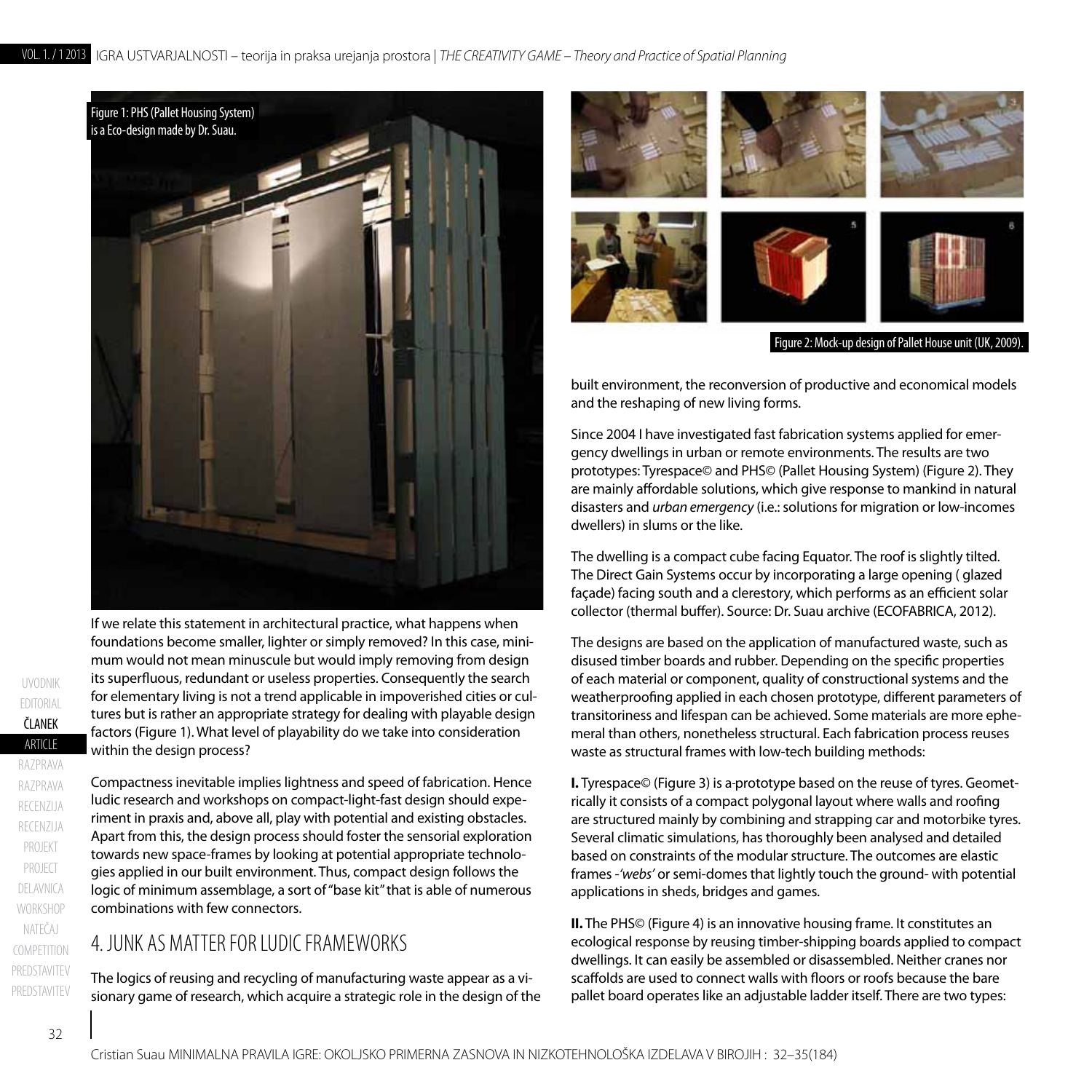Figure 1: PHS (Pallet Housing System) is a Eco-design made by Dr. Suau.

If we relate this statement in architectural practice, what happens when foundations become smaller, lighter or simply removed? In this case, minimum would not mean minuscule but would imply removing from design its superfluous, redundant or useless properties. Consequently the search for elementary living is not a trend applicable in impoverished cities or cultures but is rather an appropriate strategy for dealing with playable design factors (Figure 1). What level of playability do we take into consideration within the design process?

Compactness inevitable implies lightness and speed of fabrication. Hence ludic research and workshops on compact-light-fast design should experiment in praxis and, above all, play with potential and existing obstacles. Apart from this, the design process should foster the sensorial exploration towards new space-frames by looking at potential appropriate technologies applied in our built environment. Thus, compact design follows the logic of minimum assemblage, a sort of "base kit" that is able of numerous combinations with few connectors.

## 4. JUNK AS MATTER FOR LUDIC FRAMEWORKS

The logics of reusing and recycling of manufacturing waste appear as a visionary game of research, which acquire a strategic role in the design of the built environment, the reconversion of productive and economical models and the reshaping of new living forms.

Figure 2: Mock-up design of Pallet House unit (UK, 2009).

Since 2004 I have investigated fast fabrication systems applied for emergency dwellings in urban or remote environments. The results are two prototypes: Tyrespace© and PHS© (Pallet Housing System) (Figure 2). They are mainly affordable solutions, which give response to mankind in natural disasters and *urban emergency* (i.e.: solutions for migration or low-incomes dwellers) in slums or the like.

The dwelling is a compact cube facing Equator. The roof is slightly tilted. The Direct Gain Systems occur by incorporating a large opening ( glazed façade) facing south and a clerestory, which performs as an efficient solar collector (thermal buffer). Source: Dr. Suau archive (ECOFABRICA, 2012).

The designs are based on the application of manufactured waste, such as disused timber boards and rubber. Depending on the specific properties of each material or component, quality of constructional systems and the weatherproofing applied in each chosen prototype, different parameters of transitoriness and lifespan can be achieved. Some materials are more ephemeral than others, nonetheless structural. Each fabrication process reuses waste as structural frames with low-tech building methods:

**I.** Tyrespace© (Figure 3) is a-prototype based on the reuse of tyres. Geometrically it consists of a compact polygonal layout where walls and roofing are structured mainly by combining and strapping car and motorbike tyres. Several climatic simulations, has thoroughly been analysed and detailed based on constraints of the modular structure. The outcomes are elastic frames -*'webs'* or semi-domes that lightly touch the ground- with potential applications in sheds, bridges and games.

**II.** The PHS© (Figure 4) is an innovative housing frame. It constitutes an ecological response by reusing timber-shipping boards applied to compact dwellings. It can easily be assembled or disassembled. Neither cranes nor scaffolds are used to connect walls with floors or roofs because the bare pallet board operates like an adjustable ladder itself. There are two types: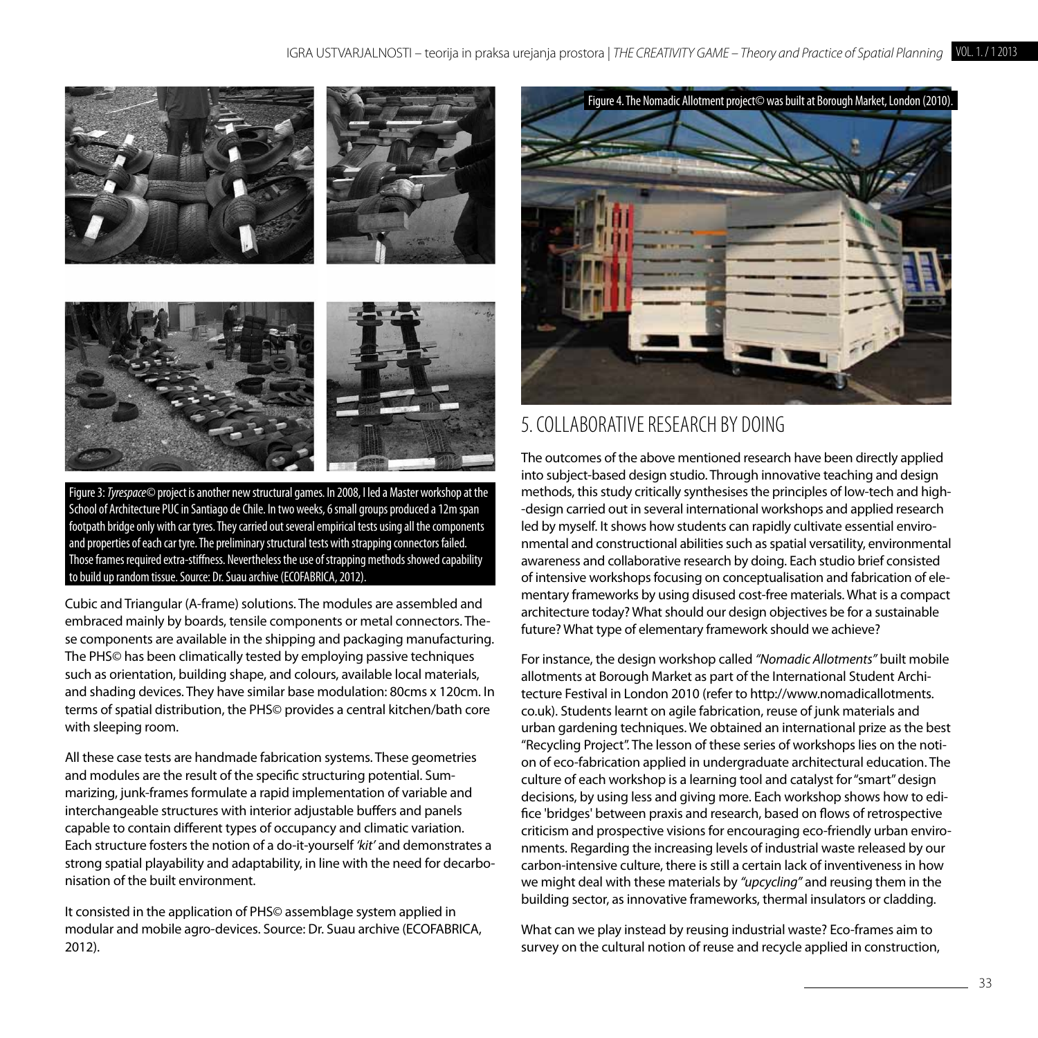Figure 3: *Tyrespace©* project is another new structural games. In 2008, I led a Master workshop at the School of Architecture PUC in Santiago de Chile. In two weeks, 6 small groups produced a 12m span footpath bridge only with car tyres. They carried out several empirical tests using all the components and properties of each car tyre. The preliminary structural tests with strapping connectors failed. Those frames required extra-stiffness. Nevertheless the use of strapping methods showed capability to build up random tissue. Source: Dr. Suau archive (ECOFABRICA, 2012).

Cubic and Triangular (A-frame) solutions. The modules are assembled and embraced mainly by boards, tensile components or metal connectors. These components are available in the shipping and packaging manufacturing. The PHS© has been climatically tested by employing passive techniques such as orientation, building shape, and colours, available local materials, and shading devices. They have similar base modulation: 80cms x 120cm. In terms of spatial distribution, the PHS© provides a central kitchen/bath core with sleeping room.

All these case tests are handmade fabrication systems. These geometries and modules are the result of the specific structuring potential. Summarizing, junk-frames formulate a rapid implementation of variable and interchangeable structures with interior adjustable buffers and panels capable to contain different types of occupancy and climatic variation. Each structure fosters the notion of a do-it-yourself *'kit'* and demonstrates a strong spatial playability and adaptability, in line with the need for decarbonisation of the built environment.

It consisted in the application of PHS© assemblage system applied in modular and mobile agro-devices. Source: Dr. Suau archive (ECOFABRICA, 2012).

Figure 4. The Nomadic Allotment project© was built at Borough Market, London (2010).

## 5. COLLABORATIVE RESEARCH BY DOING

The outcomes of the above mentioned research have been directly applied into subject-based design studio. Through innovative teaching and design methods, this study critically synthesises the principles of low-tech and high-design carried out in several international workshops and applied research led by myself. It shows how students can rapidly cultivate essential environmental and constructional abilities such as spatial versatility, environmental awareness and collaborative research by doing. Each studio brief consisted of intensive workshops focusing on conceptualisation and fabrication of elementary frameworks by using disused cost-free materials. What is a compact architecture today? What should our design objectives be for a sustainable future? What type of elementary framework should we achieve?

For instance, the design workshop called *"Nomadic Allotments"* built mobile allotments at Borough Market as part of the International Student Architecture Festival in London 2010 (refer to http://www.nomadicallotments.co.uk). Students learnt on agile fabrication, reuse of junk materials and urban gardening techniques. We obtained an international prize as the best "Recycling Project". The lesson of these series of workshops lies on the notion of eco-fabrication applied in undergraduate architectural education. The culture of each workshop is a learning tool and catalyst for "smart" design decisions, by using less and giving more. Each workshop shows how to edifice 'bridges' between praxis and research, based on flows of retrospective criticism and prospective visions for encouraging eco-friendly urban environments. Regarding the increasing levels of industrial waste released by our carbon-intensive culture, there is still a certain lack of inventiveness in how we might deal with these materials by *"upcycling"* and reusing them in the building sector, as innovative frameworks, thermal insulators or cladding.

What can we play instead by reusing industrial waste? Eco-frames aim to survey on the cultural notion of reuse and recycle applied in construction,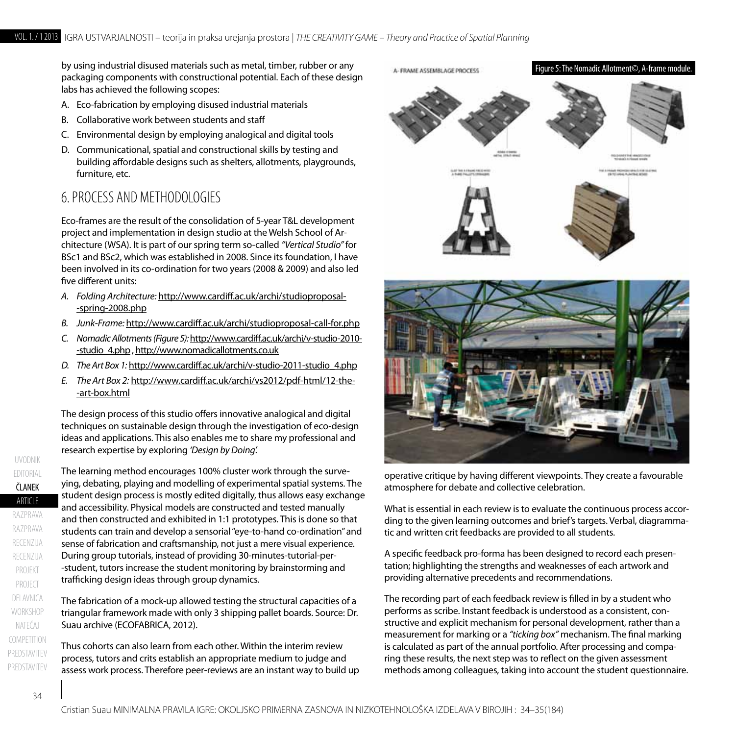by using industrial disused materials such as metal, timber, rubber or any packaging components with constructional potential. Each of these design labs has achieved the following scopes:

A. Eco-fabrication by employing disused industrial materials
B. Collaborative work between students and staff
C. Environmental design by employing analogical and digital tools
D. Communicational, spatial and constructional skills by testing and building affordable designs such as shelters, allotments, playgrounds, furniture, etc.

## 6. PROCESS AND METHODOLOGIES

Eco-frames are the result of the consolidation of 5-year T&L development project and implementation in design studio at the Welsh School of Architecture (WSA). It is part of our spring term so-called *"Vertical Studio"* for BSc1 and BSc2, which was established in 2008. Since its foundation, I have been involved in its co-ordination for two years (2008 & 2009) and also led five different units:

*A. Folding Architecture:* http://www.cardiff.ac.uk/archi/studioproposal--spring-2008.php
*B. Junk-Frame:* http://www.cardiff.ac.uk/archi/studioproposal-call-for.php
*C. Nomadic Allotments (Figure 5):* http://www.cardiff.ac.uk/archi/v-studio-2010--studio_4.php , http://www.nomadicallotments.co.uk
*D. The Art Box 1:* http://www.cardiff.ac.uk/archi/v-studio-2011-studio_4.php
*E. The Art Box 2:* http://www.cardiff.ac.uk/archi/vs2012/pdf-html/12-the--art-box.html

The design process of this studio offers innovative analogical and digital techniques on sustainable design through the investigation of eco-design ideas and applications. This also enables me to share my professional and research expertise by exploring *'Design by Doing'.*

The learning method encourages 100% cluster work through the surveying, debating, playing and modelling of experimental spatial systems. The student design process is mostly edited digitally, thus allows easy exchange and accessibility. Physical models are constructed and tested manually and then constructed and exhibited in 1:1 prototypes. This is done so that students can train and develop a sensorial "eye-to-hand co-ordination" and sense of fabrication and craftsmanship, not just a mere visual experience. During group tutorials, instead of providing 30-minutes-tutorial-per--student, tutors increase the student monitoring by brainstorming and trafficking design ideas through group dynamics.

Figure 5: The Nomadic Allotment©, A-frame module.

The fabrication of a mock-up allowed testing the structural capacities of a triangular framework made with only 3 shipping pallet boards. Source: Dr. Suau archive (ECOFABRICA, 2012).

Thus cohorts can also learn from each other. Within the interim review process, tutors and crits establish an appropriate medium to judge and assess work process. Therefore peer-reviews are an instant way to build up operative critique by having different viewpoints. They create a favourable atmosphere for debate and collective celebration.

What is essential in each review is to evaluate the continuous process according to the given learning outcomes and brief's targets. Verbal, diagrammatic and written crit feedbacks are provided to all students.

A specific feedback pro-forma has been designed to record each presentation; highlighting the strengths and weaknesses of each artwork and providing alternative precedents and recommendations.

The recording part of each feedback review is filled in by a student who performs as scribe. Instant feedback is understood as a consistent, constructive and explicit mechanism for personal development, rather than a measurement for marking or a *"ticking box"* mechanism. The final marking is calculated as part of the annual portfolio. After processing and comparing these results, the next step was to reflect on the given assessment methods among colleagues, taking into account the student questionnaire.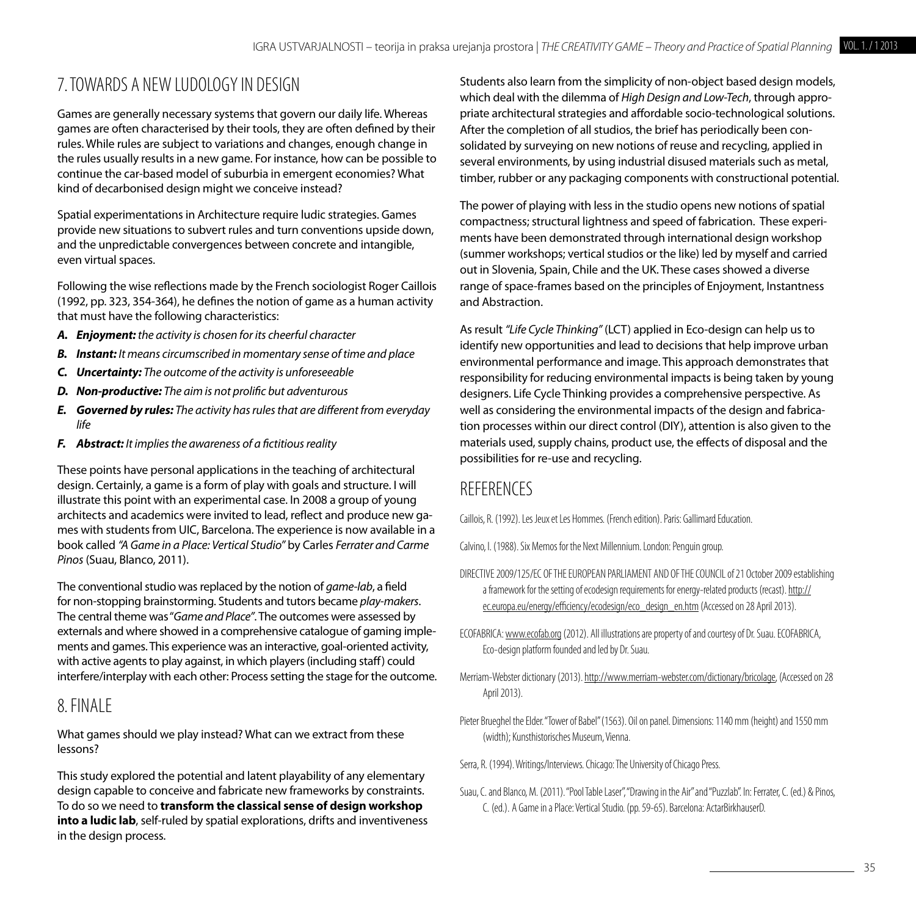## 7. TOWARDS A NEW LUDOLOGY IN DESIGN

Games are generally necessary systems that govern our daily life. Whereas games are often characterised by their tools, they are often defined by their rules. While rules are subject to variations and changes, enough change in the rules usually results in a new game. For instance, how can be possible to continue the car-based model of suburbia in emergent economies? What kind of decarbonised design might we conceive instead?

Spatial experimentations in Architecture require ludic strategies. Games provide new situations to subvert rules and turn conventions upside down, and the unpredictable convergences between concrete and intangible, even virtual spaces.

Following the wise reflections made by the French sociologist Roger Caillois (1992, pp. 323, 354-364), he defines the notion of game as a human activity that must have the following characteristics:

- ***A. Enjoyment:*** *the activity is chosen for its cheerful character*
- ***B. Instant:*** *It means circumscribed in momentary sense of time and place*
- ***C. Uncertainty:*** *The outcome of the activity is unforeseeable*
- ***D. Non-productive:*** *The aim is not prolific but adventurous*
- ***E. Governed by rules:*** *The activity has rules that are different from everyday life*
- ***F. Abstract:*** *It implies the awareness of a fictitious reality*

These points have personal applications in the teaching of architectural design. Certainly, a game is a form of play with goals and structure. I will illustrate this point with an experimental case. In 2008 a group of young architects and academics were invited to lead, reflect and produce new games with students from UIC, Barcelona. The experience is now available in a book called *"A Game in a Place: Vertical Studio"* by Carles *Ferrater and Carme Pinos* (Suau, Blanco, 2011).

The conventional studio was replaced by the notion of *game-lab*, a field for non-stopping brainstorming. Students and tutors became *play-makers*. The central theme was "*Game and Place*". The outcomes were assessed by externals and where showed in a comprehensive catalogue of gaming implements and games. This experience was an interactive, goal-oriented activity, with active agents to play against, in which players (including staff) could interfere/interplay with each other: Process setting the stage for the outcome.

## 8. FINALE

What games should we play instead? What can we extract from these lessons?

This study explored the potential and latent playability of any elementary design capable to conceive and fabricate new frameworks by constraints. To do so we need to **transform the classical sense of design workshop into a ludic lab**, self-ruled by spatial explorations, drifts and inventiveness in the design process.

Students also learn from the simplicity of non-object based design models, which deal with the dilemma of *High Design and Low-Tech*, through appropriate architectural strategies and affordable socio-technological solutions. After the completion of all studios, the brief has periodically been consolidated by surveying on new notions of reuse and recycling, applied in several environments, by using industrial disused materials such as metal, timber, rubber or any packaging components with constructional potential.

The power of playing with less in the studio opens new notions of spatial compactness; structural lightness and speed of fabrication. These experiments have been demonstrated through international design workshop (summer workshops; vertical studios or the like) led by myself and carried out in Slovenia, Spain, Chile and the UK. These cases showed a diverse range of space-frames based on the principles of Enjoyment, Instantness and Abstraction.

As result *"Life Cycle Thinking"* (LCT) applied in Eco-design can help us to identify new opportunities and lead to decisions that help improve urban environmental performance and image. This approach demonstrates that responsibility for reducing environmental impacts is being taken by young designers. Life Cycle Thinking provides a comprehensive perspective. As well as considering the environmental impacts of the design and fabrication processes within our direct control (DIY), attention is also given to the materials used, supply chains, product use, the effects of disposal and the possibilities for re-use and recycling.

## REFERENCES

Caillois, R. (1992). Les Jeux et Les Hommes. (French edition). Paris: Gallimard Education.

Calvino, I. (1988). Six Memos for the Next Millennium. London: Penguin group.

DIRECTIVE 2009/125/EC OF THE EUROPEAN PARLIAMENT AND OF THE COUNCIL of 21 October 2009 establishing a framework for the setting of ecodesign requirements for energy-related products (recast). http://ec.europa.eu/energy/efficiency/ecodesign/eco_design_en.htm (Accessed on 28 April 2013).

ECOFABRICA: www.ecofab.org (2012). All illustrations are property of and courtesy of Dr. Suau. ECOFABRICA, Eco-design platform founded and led by Dr. Suau.

Merriam-Webster dictionary (2013). http://www.merriam-webster.com/dictionary/bricolage, (Accessed on 28 April 2013).

Pieter Brueghel the Elder. "Tower of Babel" (1563). Oil on panel. Dimensions: 1140 mm (height) and 1550 mm (width); Kunsthistorisches Museum, Vienna.

Serra, R. (1994). Writings/Interviews. Chicago: The University of Chicago Press.

Suau, C. and Blanco, M. (2011). "Pool Table Laser", "Drawing in the Air" and "Puzzlab". In: Ferrater, C. (ed.) & Pinos, C. (ed.). A Game in a Place: Vertical Studio. (pp. 59-65). Barcelona: ActarBirkhauserD.